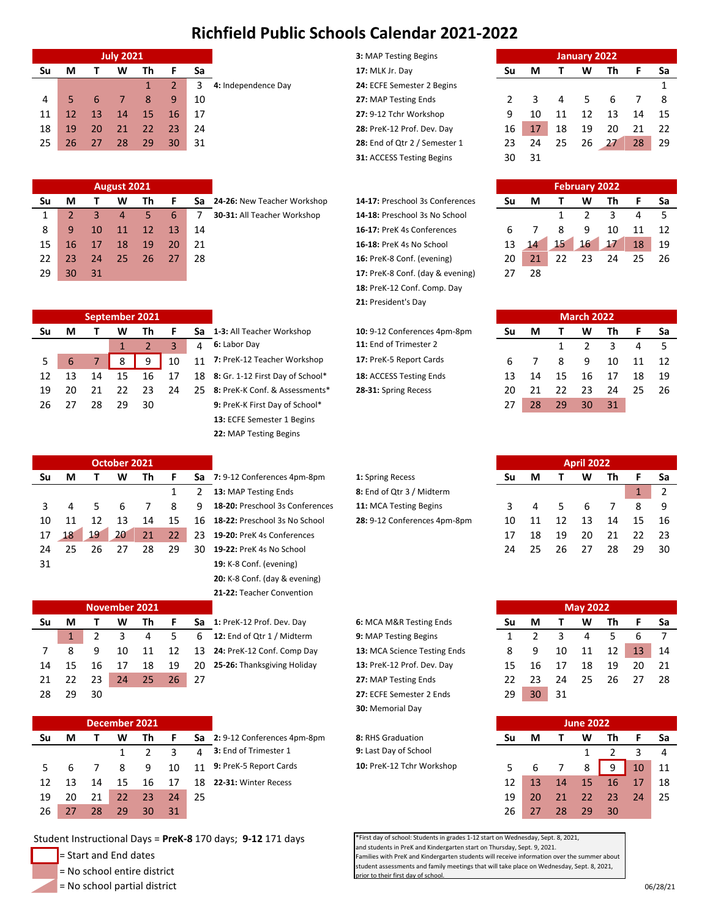# Richfield Public Schools Calendar 2021-2022

## July 2021

| Su | M | T | W | Th | F | Sa |
|---|---|---|---|---|---|---|
| | | | | 1 | 2 | 3 |
| 4 | 5 | 6 | 7 | 8 | 9 | 10 |
| 11 | 12 | 13 | 14 | 15 | 16 | 17 |
| 18 | 19 | 20 | 21 | 22 | 23 | 24 |
| 25 | 26 | 27 | 28 | 29 | 30 | 31 |

**4:** Independence Day

## August 2021

| Su | M | T | W | Th | F | Sa |
|---|---|---|---|---|---|---|
| 1 | 2 | 3 | 4 | 5 | 6 | 7 |
| 8 | 9 | 10 | 11 | 12 | 13 | 14 |
| 15 | 16 | 17 | 18 | 19 | 20 | 21 |
| 22 | 23 | 24 | 25 | 26 | 27 | 28 |
| 29 | 30 | 31 | | | | |

**24-26:** New Teacher Workshop
**30-31:** All Teacher Workshop

## September 2021

| Su | M | T | W | Th | F | Sa |
|---|---|---|---|---|---|---|
| | | | 1 | 2 | 3 | 4 |
| 5 | 6 | 7 | 8 | 9 | 10 | 11 |
| 12 | 13 | 14 | 15 | 16 | 17 | 18 |
| 19 | 20 | 21 | 22 | 23 | 24 | 25 |
| 26 | 27 | 28 | 29 | 30 | | |

**1-3:** All Teacher Workshop
**6:** Labor Day
**7:** PreK-12 Teacher Workshop
**8:** Gr. 1-12 First Day of School*
**8:** PreK-K Conf. & Assessments*
**9:** PreK-K First Day of School*
**13:** ECFE Semester 1 Begins
**22:** MAP Testing Begins

## October 2021

| Su | M | T | W | Th | F | Sa |
|---|---|---|---|---|---|---|
| | | | | | 1 | 2 |
| 3 | 4 | 5 | 6 | 7 | 8 | 9 |
| 10 | 11 | 12 | 13 | 14 | 15 | 16 |
| 17 | 18 | 19 | 20 | 21 | 22 | 23 |
| 24 | 25 | 26 | 27 | 28 | 29 | 30 |
| 31 | | | | | | |

**7:** 9-12 Conferences 4pm-8pm
**13:** MAP Testing Ends
**18-20:** Preschool 3s Conferences
**18-22:** Preschool 3s No School
**19-20:** PreK 4s Conferences
**19-22:** PreK 4s No School
**19:** K-8 Conf. (evening)
**20:** K-8 Conf. (day & evening)
**21-22:** Teacher Convention

## November 2021

| Su | M | T | W | Th | F | Sa |
|---|---|---|---|---|---|---|
| | 1 | 2 | 3 | 4 | 5 | 6 |
| 7 | 8 | 9 | 10 | 11 | 12 | 13 |
| 14 | 15 | 16 | 17 | 18 | 19 | 20 |
| 21 | 22 | 23 | 24 | 25 | 26 | 27 |
| 28 | 29 | 30 | | | | |

**1:** PreK-12 Prof. Dev. Day
**12:** End of Qtr 1 / Midterm
**24:** PreK-12 Conf. Comp Day
**25-26:** Thanksgiving Holiday

## December 2021

| Su | M | T | W | Th | F | Sa |
|---|---|---|---|---|---|---|
| | | | 1 | 2 | 3 | 4 |
| 5 | 6 | 7 | 8 | 9 | 10 | 11 |
| 12 | 13 | 14 | 15 | 16 | 17 | 18 |
| 19 | 20 | 21 | 22 | 23 | 24 | 25 |
| 26 | 27 | 28 | 29 | 30 | 31 | |

**2:** 9-12 Conferences 4pm-8pm
**3:** End of Trimester 1
**9:** PreK-5 Report Cards
**22-31:** Winter Recess

## January 2022

| Su | M | T | W | Th | F | Sa |
|---|---|---|---|---|---|---|
| | | | | | | 1 |
| 2 | 3 | 4 | 5 | 6 | 7 | 8 |
| 9 | 10 | 11 | 12 | 13 | 14 | 15 |
| 16 | 17 | 18 | 19 | 20 | 21 | 22 |
| 23 | 24 | 25 | 26 | 27 | 28 | 29 |
| 30 | 31 | | | | | |

**3:** MAP Testing Begins
**17:** MLK Jr. Day
**24:** ECFE Semester 2 Begins
**27:** MAP Testing Ends
**27:** 9-12 Tchr Workshop
**28:** PreK-12 Prof. Dev. Day
**28:** End of Qtr 2 / Semester 1
**31:** ACCESS Testing Begins

## February 2022

| Su | M | T | W | Th | F | Sa |
|---|---|---|---|---|---|---|
| | | 1 | 2 | 3 | 4 | 5 |
| 6 | 7 | 8 | 9 | 10 | 11 | 12 |
| 13 | 14 | 15 | 16 | 17 | 18 | 19 |
| 20 | 21 | 22 | 23 | 24 | 25 | 26 |
| 27 | 28 | | | | | |

**14-17:** Preschool 3s Conferences
**14-18:** Preschool 3s No School
**16-17:** PreK 4s Conferences
**16-18:** PreK 4s No School
**16:** PreK-8 Conf. (evening)
**17:** PreK-8 Conf. (day & evening)
**18:** PreK-12 Conf. Comp. Day
**21:** President's Day

## March 2022

| Su | M | T | W | Th | F | Sa |
|---|---|---|---|---|---|---|
| | | 1 | 2 | 3 | 4 | 5 |
| 6 | 7 | 8 | 9 | 10 | 11 | 12 |
| 13 | 14 | 15 | 16 | 17 | 18 | 19 |
| 20 | 21 | 22 | 23 | 24 | 25 | 26 |
| 27 | 28 | 29 | 30 | 31 | | |

**10:** 9-12 Conferences 4pm-8pm
**11:** End of Trimester 2
**17:** PreK-5 Report Cards
**18:** ACCESS Testing Ends
**28-31:** Spring Recess

## April 2022

| Su | M | T | W | Th | F | Sa |
|---|---|---|---|---|---|---|
| | | | | | 1 | 2 |
| 3 | 4 | 5 | 6 | 7 | 8 | 9 |
| 10 | 11 | 12 | 13 | 14 | 15 | 16 |
| 17 | 18 | 19 | 20 | 21 | 22 | 23 |
| 24 | 25 | 26 | 27 | 28 | 29 | 30 |

**1:** Spring Recess
**8:** End of Qtr 3 / Midterm
**11:** MCA Testing Begins
**28:** 9-12 Conferences 4pm-8pm

## May 2022

| Su | M | T | W | Th | F | Sa |
|---|---|---|---|---|---|---|
| 1 | 2 | 3 | 4 | 5 | 6 | 7 |
| 8 | 9 | 10 | 11 | 12 | 13 | 14 |
| 15 | 16 | 17 | 18 | 19 | 20 | 21 |
| 22 | 23 | 24 | 25 | 26 | 27 | 28 |
| 29 | 30 | 31 | | | | |

**6:** MCA M&R Testing Ends
**9:** MAP Testing Begins
**13:** MCA Science Testing Ends
**13:** PreK-12 Prof. Dev. Day
**27:** MAP Testing Ends
**27:** ECFE Semester 2 Ends
**30:** Memorial Day

## June 2022

| Su | M | T | W | Th | F | Sa |
|---|---|---|---|---|---|---|
| | | | 1 | 2 | 3 | 4 |
| 5 | 6 | 7 | 8 | 9 | 10 | 11 |
| 12 | 13 | 14 | 15 | 16 | 17 | 18 |
| 19 | 20 | 21 | 22 | 23 | 24 | 25 |
| 26 | 27 | 28 | 29 | 30 | | |

**8:** RHS Graduation
**9:** Last Day of School
**10:** PreK-12 Tchr Workshop

Student Instructional Days = **PreK-8** 170 days; **9-12** 171 days

- = Start and End dates
- = No school entire district
- = No school partial district

*First day of school: Students in grades 1-12 start on Wednesday, Sept. 8, 2021, and students in PreK and Kindergarten start on Thursday, Sept. 9, 2021. Families with PreK and Kindergarten students will receive information over the summer about student assessments and family meetings that will take place on Wednesday, Sept. 8, 2021, prior to their first day of school.

06/28/21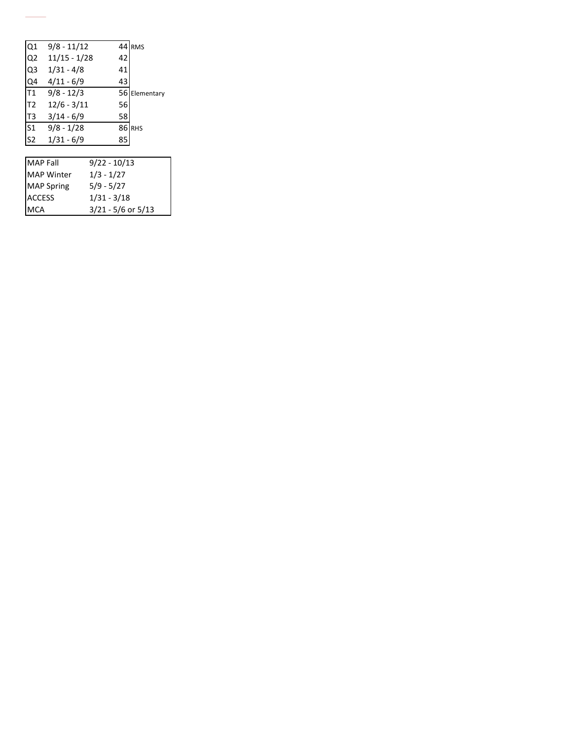| | | | |
|---|---|---|---|
| Q1 | 9/8 - 11/12 | 44 | RMS |
| Q2 | 11/15 - 1/28 | 42 | |
| Q3 | 1/31 - 4/8 | 41 | |
| Q4 | 4/11 - 6/9 | 43 | |
| T1 | 9/8 - 12/3 | 56 | Elementary |
| T2 | 12/6 - 3/11 | 56 | |
| T3 | 3/14 - 6/9 | 58 | |
| S1 | 9/8 - 1/28 | 86 | RHS |
| S2 | 1/31 - 6/9 | 85 | |

| | |
|---|---|
| MAP Fall | 9/22 - 10/13 |
| MAP Winter | 1/3 - 1/27 |
| MAP Spring | 5/9 - 5/27 |
| ACCESS | 1/31 - 3/18 |
| MCA | 3/21 - 5/6 or 5/13 |